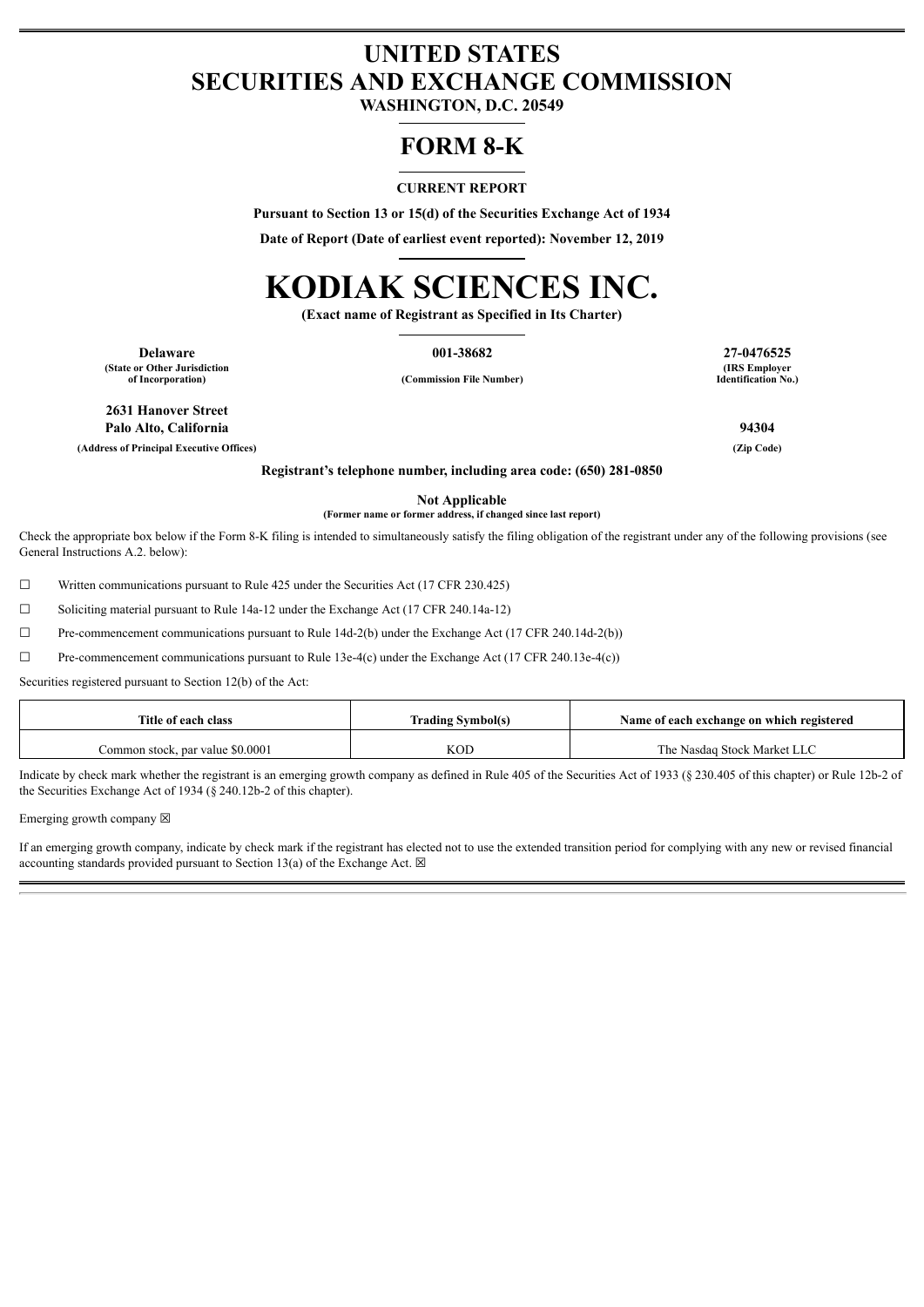# UNITED STATES
# SECURITIES AND EXCHANGE COMMISSION

**WASHINGTON, D.C. 20549**

# FORM 8-K

**CURRENT REPORT**

**Pursuant to Section 13 or 15(d) of the Securities Exchange Act of 1934**

**Date of Report (Date of earliest event reported): November 12, 2019**

# KODIAK SCIENCES INC.

**(Exact name of Registrant as Specified in Its Charter)**

| **Delaware** | **001-38682** | **27-0476525** |
|---|---|---|
| **(State or Other Jurisdiction of Incorporation)** | **(Commission File Number)** | **(IRS Employer Identification No.)** |

| **2631 Hanover Street Palo Alto, California** | **94304** |
|---|---|
| **(Address of Principal Executive Offices)** | **(Zip Code)** |

**Registrant's telephone number, including area code: (650) 281-0850**

**Not Applicable**
**(Former name or former address, if changed since last report)**

Check the appropriate box below if the Form 8-K filing is intended to simultaneously satisfy the filing obligation of the registrant under any of the following provisions (see General Instructions A.2. below):

☐ Written communications pursuant to Rule 425 under the Securities Act (17 CFR 230.425)

☐ Soliciting material pursuant to Rule 14a-12 under the Exchange Act (17 CFR 240.14a-12)

☐ Pre-commencement communications pursuant to Rule 14d-2(b) under the Exchange Act (17 CFR 240.14d-2(b))

☐ Pre-commencement communications pursuant to Rule 13e-4(c) under the Exchange Act (17 CFR 240.13e-4(c))

Securities registered pursuant to Section 12(b) of the Act:

| Title of each class | Trading Symbol(s) | Name of each exchange on which registered |
|---|---|---|
| Common stock, par value $0.0001 | KOD | The Nasdaq Stock Market LLC |

Indicate by check mark whether the registrant is an emerging growth company as defined in Rule 405 of the Securities Act of 1933 (§ 230.405 of this chapter) or Rule 12b-2 of the Securities Exchange Act of 1934 (§ 240.12b-2 of this chapter).

Emerging growth company ☒

If an emerging growth company, indicate by check mark if the registrant has elected not to use the extended transition period for complying with any new or revised financial accounting standards provided pursuant to Section 13(a) of the Exchange Act. ☒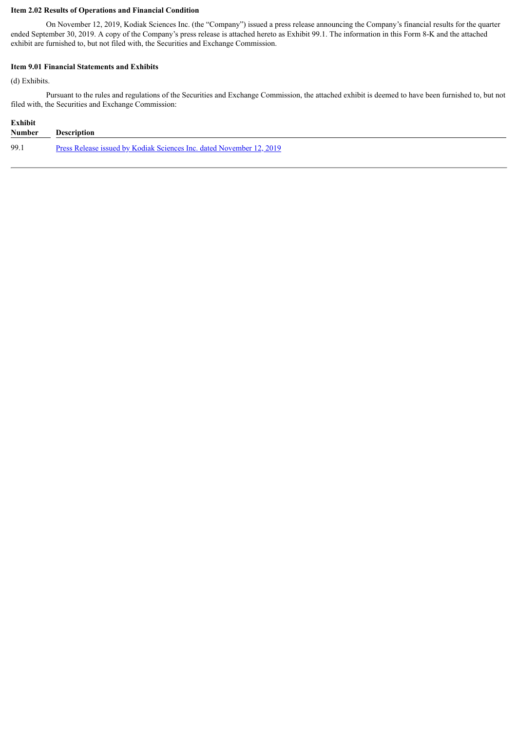**Item 2.02 Results of Operations and Financial Condition**

On November 12, 2019, Kodiak Sciences Inc. (the "Company") issued a press release announcing the Company's financial results for the quarter ended September 30, 2019. A copy of the Company's press release is attached hereto as Exhibit 99.1. The information in this Form 8-K and the attached exhibit are furnished to, but not filed with, the Securities and Exchange Commission.

**Item 9.01 Financial Statements and Exhibits**

(d) Exhibits.

Pursuant to the rules and regulations of the Securities and Exchange Commission, the attached exhibit is deemed to have been furnished to, but not filed with, the Securities and Exchange Commission:

| Exhibit Number | Description |
| --- | --- |
| 99.1 | Press Release issued by Kodiak Sciences Inc. dated November 12, 2019 |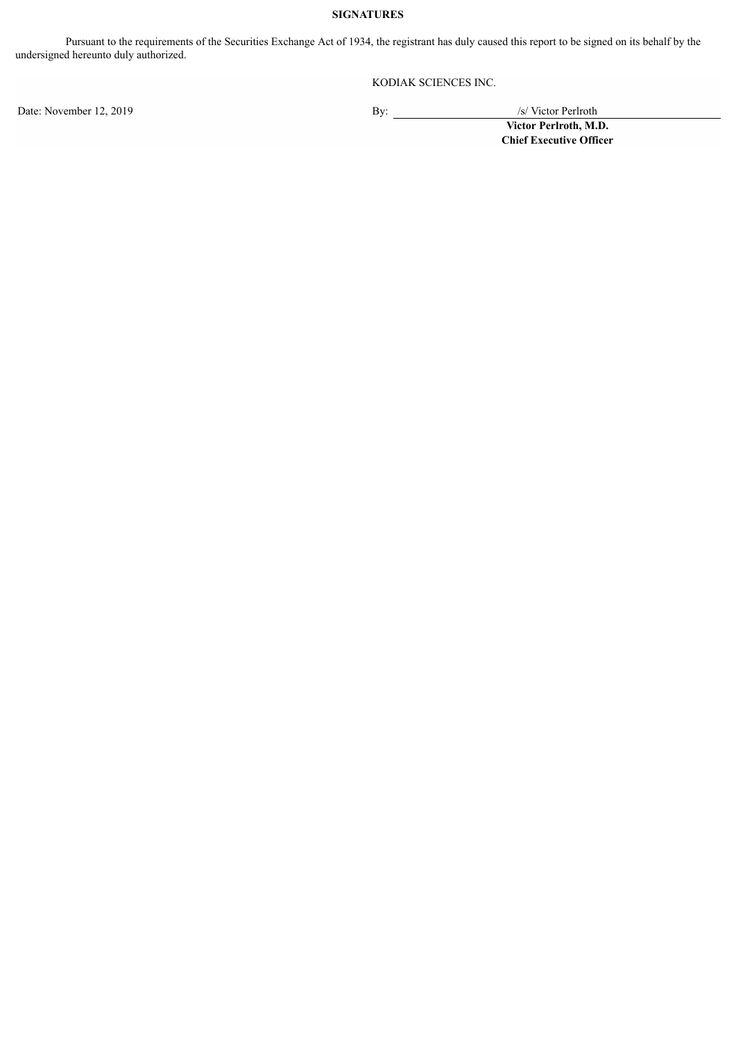**SIGNATURES**

Pursuant to the requirements of the Securities Exchange Act of 1934, the registrant has duly caused this report to be signed on its behalf by the undersigned hereunto duly authorized.

KODIAK SCIENCES INC.

Date: November 12, 2019

By: /s/ Victor Perlroth

**Victor Perlroth, M.D.**
**Chief Executive Officer**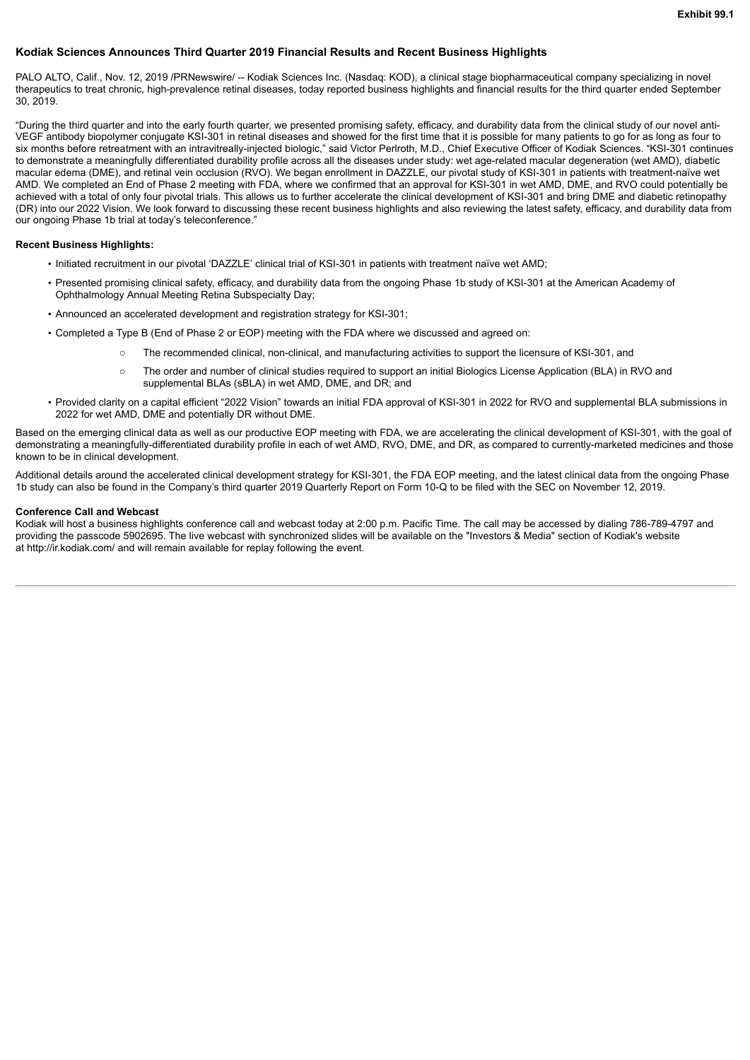**Exhibit 99.1**

## Kodiak Sciences Announces Third Quarter 2019 Financial Results and Recent Business Highlights

PALO ALTO, Calif., Nov. 12, 2019 /PRNewswire/ -- Kodiak Sciences Inc. (Nasdaq: KOD), a clinical stage biopharmaceutical company specializing in novel therapeutics to treat chronic, high-prevalence retinal diseases, today reported business highlights and financial results for the third quarter ended September 30, 2019.

"During the third quarter and into the early fourth quarter, we presented promising safety, efficacy, and durability data from the clinical study of our novel anti-VEGF antibody biopolymer conjugate KSI-301 in retinal diseases and showed for the first time that it is possible for many patients to go for as long as four to six months before retreatment with an intravitreally-injected biologic," said Victor Perlroth, M.D., Chief Executive Officer of Kodiak Sciences. "KSI-301 continues to demonstrate a meaningfully differentiated durability profile across all the diseases under study: wet age-related macular degeneration (wet AMD), diabetic macular edema (DME), and retinal vein occlusion (RVO). We began enrollment in DAZZLE, our pivotal study of KSI-301 in patients with treatment-naïve wet AMD. We completed an End of Phase 2 meeting with FDA, where we confirmed that an approval for KSI-301 in wet AMD, DME, and RVO could potentially be achieved with a total of only four pivotal trials. This allows us to further accelerate the clinical development of KSI-301 and bring DME and diabetic retinopathy (DR) into our 2022 Vision. We look forward to discussing these recent business highlights and also reviewing the latest safety, efficacy, and durability data from our ongoing Phase 1b trial at today's teleconference."

**Recent Business Highlights:**

- Initiated recruitment in our pivotal 'DAZZLE' clinical trial of KSI-301 in patients with treatment naïve wet AMD;
- Presented promising clinical safety, efficacy, and durability data from the ongoing Phase 1b study of KSI-301 at the American Academy of Ophthalmology Annual Meeting Retina Subspecialty Day;
- Announced an accelerated development and registration strategy for KSI-301;
- Completed a Type B (End of Phase 2 or EOP) meeting with the FDA where we discussed and agreed on:
  - The recommended clinical, non-clinical, and manufacturing activities to support the licensure of KSI-301, and
  - The order and number of clinical studies required to support an initial Biologics License Application (BLA) in RVO and supplemental BLAs (sBLA) in wet AMD, DME, and DR; and
- Provided clarity on a capital efficient "2022 Vision" towards an initial FDA approval of KSI-301 in 2022 for RVO and supplemental BLA submissions in 2022 for wet AMD, DME and potentially DR without DME.

Based on the emerging clinical data as well as our productive EOP meeting with FDA, we are accelerating the clinical development of KSI-301, with the goal of demonstrating a meaningfully-differentiated durability profile in each of wet AMD, RVO, DME, and DR, as compared to currently-marketed medicines and those known to be in clinical development.

Additional details around the accelerated clinical development strategy for KSI-301, the FDA EOP meeting, and the latest clinical data from the ongoing Phase 1b study can also be found in the Company's third quarter 2019 Quarterly Report on Form 10-Q to be filed with the SEC on November 12, 2019.

**Conference Call and Webcast**

Kodiak will host a business highlights conference call and webcast today at 2:00 p.m. Pacific Time. The call may be accessed by dialing 786-789-4797 and providing the passcode 5902695. The live webcast with synchronized slides will be available on the "Investors & Media" section of Kodiak's website at http://ir.kodiak.com/ and will remain available for replay following the event.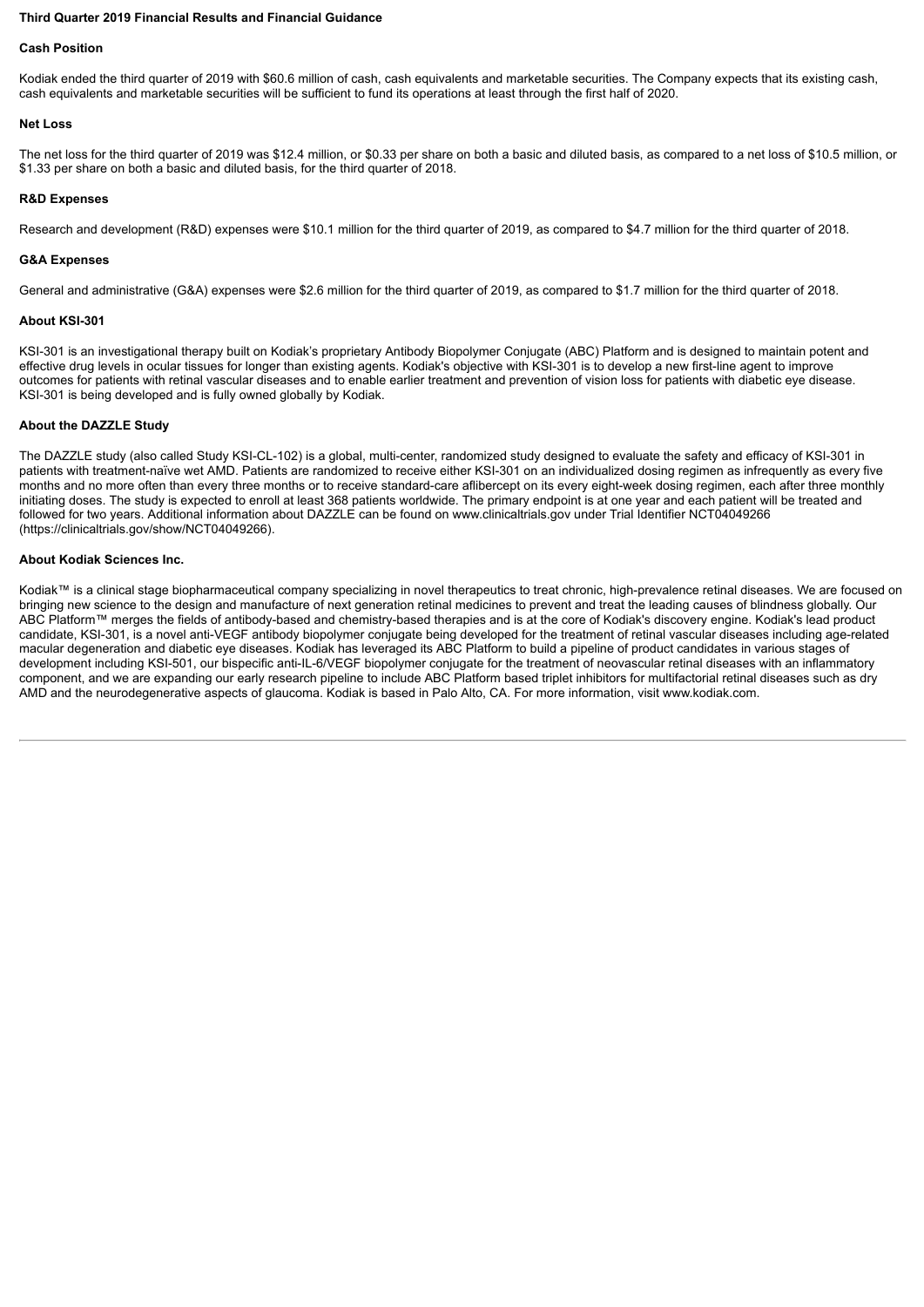**Third Quarter 2019 Financial Results and Financial Guidance**

**Cash Position**

Kodiak ended the third quarter of 2019 with $60.6 million of cash, cash equivalents and marketable securities. The Company expects that its existing cash, cash equivalents and marketable securities will be sufficient to fund its operations at least through the first half of 2020.

**Net Loss**

The net loss for the third quarter of 2019 was $12.4 million, or $0.33 per share on both a basic and diluted basis, as compared to a net loss of $10.5 million, or $1.33 per share on both a basic and diluted basis, for the third quarter of 2018.

**R&D Expenses**

Research and development (R&D) expenses were $10.1 million for the third quarter of 2019, as compared to $4.7 million for the third quarter of 2018.

**G&A Expenses**

General and administrative (G&A) expenses were $2.6 million for the third quarter of 2019, as compared to $1.7 million for the third quarter of 2018.

**About KSI-301**

KSI-301 is an investigational therapy built on Kodiak's proprietary Antibody Biopolymer Conjugate (ABC) Platform and is designed to maintain potent and effective drug levels in ocular tissues for longer than existing agents. Kodiak's objective with KSI-301 is to develop a new first-line agent to improve outcomes for patients with retinal vascular diseases and to enable earlier treatment and prevention of vision loss for patients with diabetic eye disease. KSI-301 is being developed and is fully owned globally by Kodiak.

**About the DAZZLE Study**

The DAZZLE study (also called Study KSI-CL-102) is a global, multi-center, randomized study designed to evaluate the safety and efficacy of KSI-301 in patients with treatment-naïve wet AMD. Patients are randomized to receive either KSI-301 on an individualized dosing regimen as infrequently as every five months and no more often than every three months or to receive standard-care aflibercept on its every eight-week dosing regimen, each after three monthly initiating doses. The study is expected to enroll at least 368 patients worldwide. The primary endpoint is at one year and each patient will be treated and followed for two years. Additional information about DAZZLE can be found on www.clinicaltrials.gov under Trial Identifier NCT04049266 (https://clinicaltrials.gov/show/NCT04049266).

**About Kodiak Sciences Inc.**

Kodiak™ is a clinical stage biopharmaceutical company specializing in novel therapeutics to treat chronic, high-prevalence retinal diseases. We are focused on bringing new science to the design and manufacture of next generation retinal medicines to prevent and treat the leading causes of blindness globally. Our ABC Platform™ merges the fields of antibody-based and chemistry-based therapies and is at the core of Kodiak's discovery engine. Kodiak's lead product candidate, KSI-301, is a novel anti-VEGF antibody biopolymer conjugate being developed for the treatment of retinal vascular diseases including age-related macular degeneration and diabetic eye diseases. Kodiak has leveraged its ABC Platform to build a pipeline of product candidates in various stages of development including KSI-501, our bispecific anti-IL-6/VEGF biopolymer conjugate for the treatment of neovascular retinal diseases with an inflammatory component, and we are expanding our early research pipeline to include ABC Platform based triplet inhibitors for multifactorial retinal diseases such as dry AMD and the neurodegenerative aspects of glaucoma. Kodiak is based in Palo Alto, CA. For more information, visit www.kodiak.com.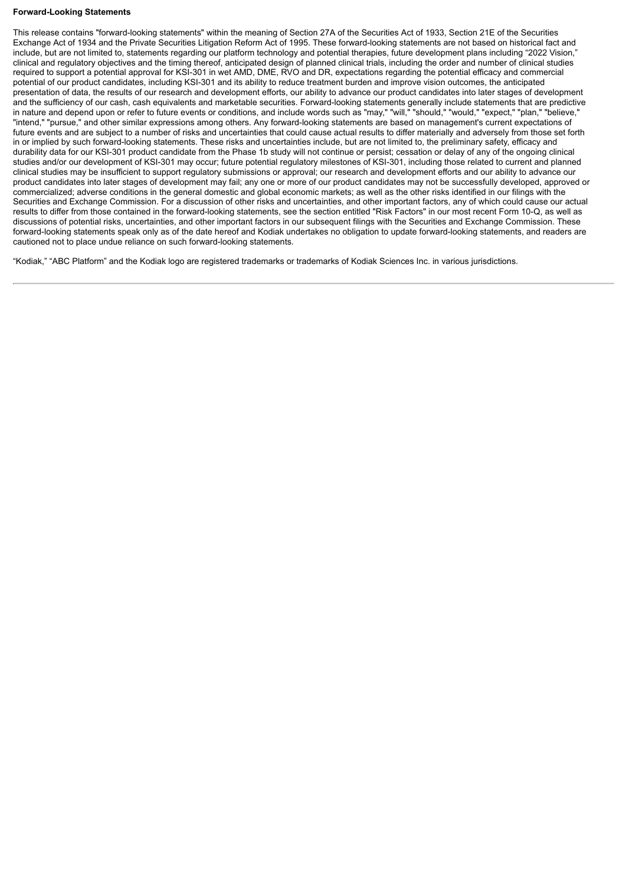**Forward-Looking Statements**

This release contains "forward-looking statements" within the meaning of Section 27A of the Securities Act of 1933, Section 21E of the Securities Exchange Act of 1934 and the Private Securities Litigation Reform Act of 1995. These forward-looking statements are not based on historical fact and include, but are not limited to, statements regarding our platform technology and potential therapies, future development plans including "2022 Vision," clinical and regulatory objectives and the timing thereof, anticipated design of planned clinical trials, including the order and number of clinical studies required to support a potential approval for KSI-301 in wet AMD, DME, RVO and DR, expectations regarding the potential efficacy and commercial potential of our product candidates, including KSI-301 and its ability to reduce treatment burden and improve vision outcomes, the anticipated presentation of data, the results of our research and development efforts, our ability to advance our product candidates into later stages of development and the sufficiency of our cash, cash equivalents and marketable securities. Forward-looking statements generally include statements that are predictive in nature and depend upon or refer to future events or conditions, and include words such as "may," "will," "should," "would," "expect," "plan," "believe," "intend," "pursue," and other similar expressions among others. Any forward-looking statements are based on management's current expectations of future events and are subject to a number of risks and uncertainties that could cause actual results to differ materially and adversely from those set forth in or implied by such forward-looking statements. These risks and uncertainties include, but are not limited to, the preliminary safety, efficacy and durability data for our KSI-301 product candidate from the Phase 1b study will not continue or persist; cessation or delay of any of the ongoing clinical studies and/or our development of KSI-301 may occur; future potential regulatory milestones of KSI-301, including those related to current and planned clinical studies may be insufficient to support regulatory submissions or approval; our research and development efforts and our ability to advance our product candidates into later stages of development may fail; any one or more of our product candidates may not be successfully developed, approved or commercialized; adverse conditions in the general domestic and global economic markets; as well as the other risks identified in our filings with the Securities and Exchange Commission. For a discussion of other risks and uncertainties, and other important factors, any of which could cause our actual results to differ from those contained in the forward-looking statements, see the section entitled "Risk Factors" in our most recent Form 10-Q, as well as discussions of potential risks, uncertainties, and other important factors in our subsequent filings with the Securities and Exchange Commission. These forward-looking statements speak only as of the date hereof and Kodiak undertakes no obligation to update forward-looking statements, and readers are cautioned not to place undue reliance on such forward-looking statements.

"Kodiak," "ABC Platform" and the Kodiak logo are registered trademarks or trademarks of Kodiak Sciences Inc. in various jurisdictions.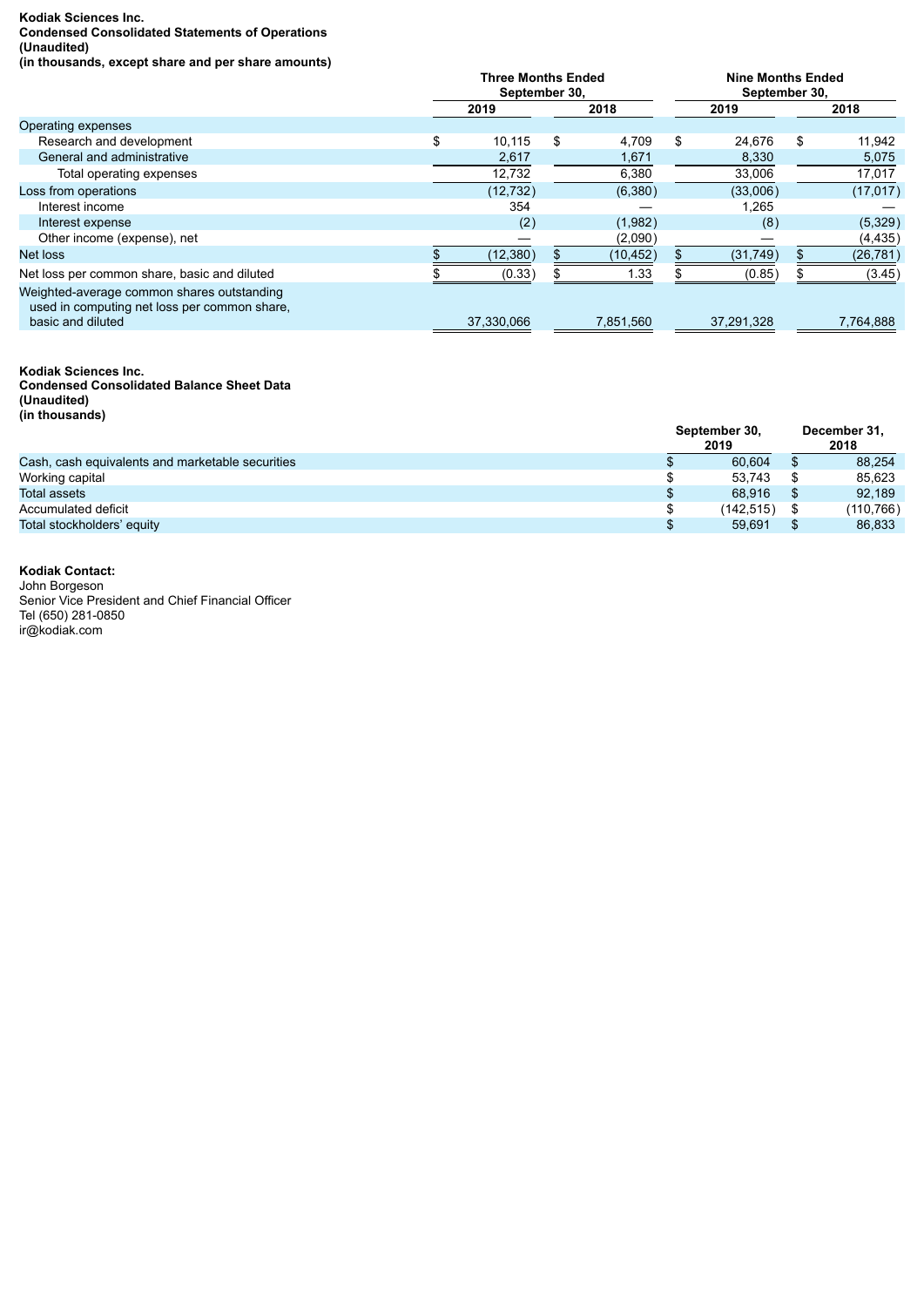**Kodiak Sciences Inc.**
**Condensed Consolidated Statements of Operations**
**(Unaudited)**
**(in thousands, except share and per share amounts)**

| | Three Months Ended September 30, | | Nine Months Ended September 30, | |
|---|---|---|---|---|
| | 2019 | 2018 | 2019 | 2018 |
| Operating expenses | | | | |
| Research and development | $ 10,115 | $ 4,709 | $ 24,676 | $ 11,942 |
| General and administrative | 2,617 | 1,671 | 8,330 | 5,075 |
| Total operating expenses | 12,732 | 6,380 | 33,006 | 17,017 |
| Loss from operations | (12,732) | (6,380) | (33,006) | (17,017) |
| Interest income | 354 | — | 1,265 | — |
| Interest expense | (2) | (1,982) | (8) | (5,329) |
| Other income (expense), net | — | (2,090) | — | (4,435) |
| Net loss | $ (12,380) | $ (10,452) | $ (31,749) | $ (26,781) |
| Net loss per common share, basic and diluted | $ (0.33) | $ 1.33 | $ (0.85) | $ (3.45) |
| Weighted-average common shares outstanding used in computing net loss per common share, basic and diluted | 37,330,066 | 7,851,560 | 37,291,328 | 7,764,888 |

**Kodiak Sciences Inc.**
**Condensed Consolidated Balance Sheet Data**
**(Unaudited)**
**(in thousands)**

| | September 30, 2019 | December 31, 2018 |
|---|---|---|
| Cash, cash equivalents and marketable securities | $ 60,604 | $ 88,254 |
| Working capital | $ 53,743 | $ 85,623 |
| Total assets | $ 68,916 | $ 92,189 |
| Accumulated deficit | $ (142,515) | $ (110,766) |
| Total stockholders' equity | $ 59,691 | $ 86,833 |

**Kodiak Contact:**
John Borgeson
Senior Vice President and Chief Financial Officer
Tel (650) 281-0850
ir@kodiak.com